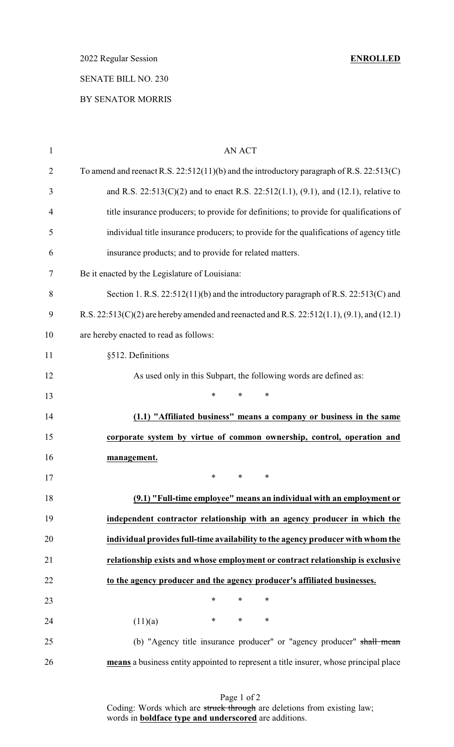2022 Regular Session **ENROLLED**

SENATE BILL NO. 230

BY SENATOR MORRIS

AN ACT

To amend and reenact R.S. 22:512(11)(b) and the introductory paragraph of R.S. 22:513(C) and R.S. 22:513(C)(2) and to enact R.S. 22:512(1.1), (9.1), and (12.1), relative to title insurance producers; to provide for definitions; to provide for qualifications of individual title insurance producers; to provide for the qualifications of agency title insurance products; and to provide for related matters.

Be it enacted by the Legislature of Louisiana:

Section 1. R.S. 22:512(11)(b) and the introductory paragraph of R.S. 22:513(C) and R.S. 22:513(C)(2) are hereby amended and reenacted and R.S. 22:512(1.1), (9.1), and (12.1) are hereby enacted to read as follows:

§512. Definitions

As used only in this Subpart, the following words are defined as:

\* \* \*

**(1.1) "Affiliated business" means a company or business in the same corporate system by virtue of common ownership, control, operation and management.**

\* \* \*

**(9.1) "Full-time employee" means an individual with an employment or independent contractor relationship with an agency producer in which the individual provides full-time availability to the agency producer with whom the relationship exists and whose employment or contract relationship is exclusive to the agency producer and the agency producer's affiliated businesses.**

\* \* \*

(11)(a) \* \* \*

(b) "Agency title insurance producer" or "agency producer" ~~shall mean~~ **means** a business entity appointed to represent a title insurer, whose principal place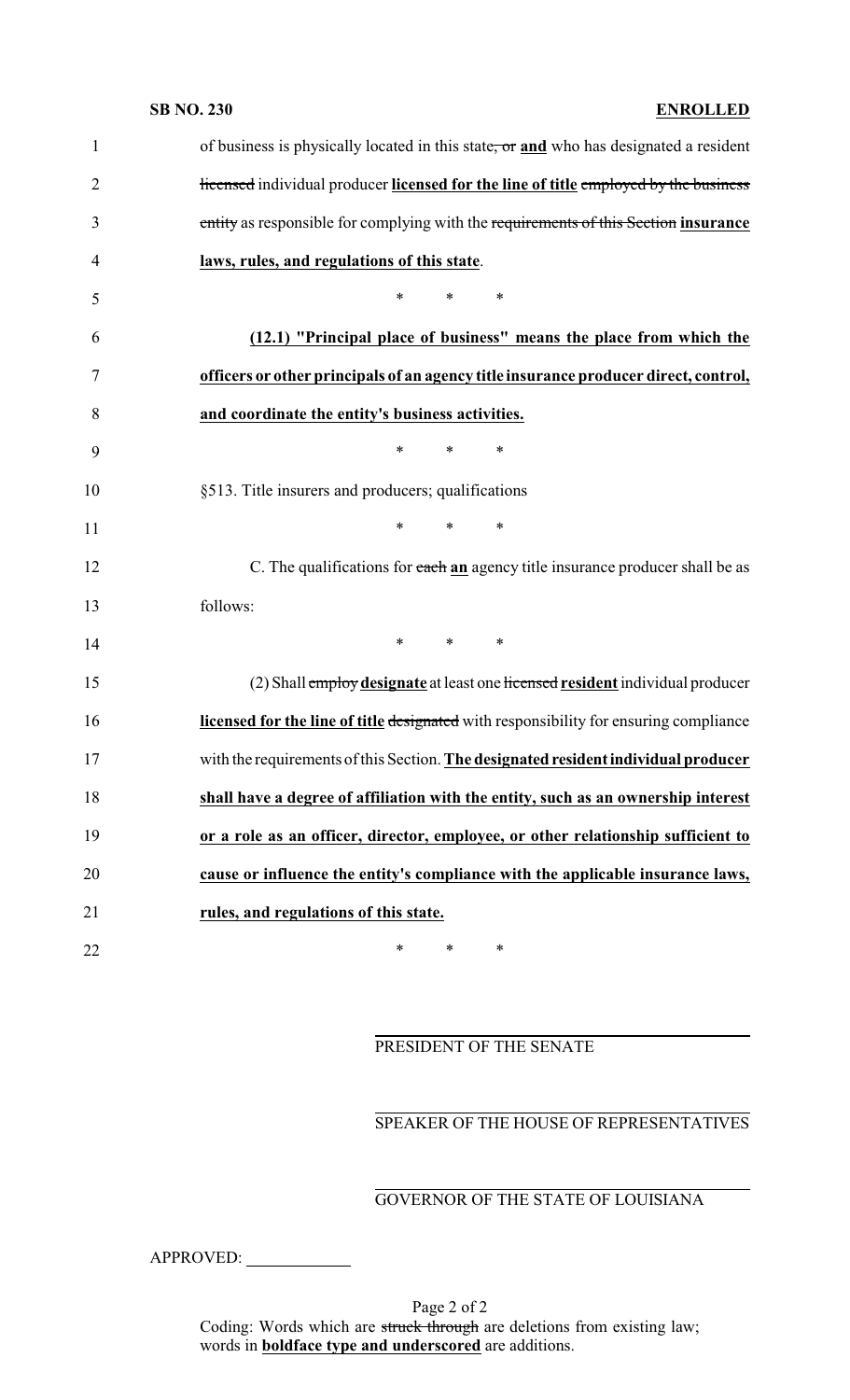of business is physically located in this state~~, or~~ **and** who has designated a resident ~~licensed~~ individual producer **licensed for the line of title** ~~employed by the business entity~~ as responsible for complying with the ~~requirements of this Section~~ **insurance laws, rules, and regulations of this state**.

\* \* \*

**(12.1) "Principal place of business" means the place from which the officers or other principals of an agency title insurance producer direct, control, and coordinate the entity's business activities.**

\* \* \*

§513. Title insurers and producers; qualifications

\* \* \*

C. The qualifications for ~~each~~ **an** agency title insurance producer shall be as follows:

\* \* \*

(2) Shall ~~employ~~ **designate** at least one ~~licensed~~ **resident** individual producer **licensed for the line of title** ~~designated~~ with responsibility for ensuring compliance with the requirements of this Section. **The designated resident individual producer shall have a degree of affiliation with the entity, such as an ownership interest or a role as an officer, director, employee, or other relationship sufficient to cause or influence the entity's compliance with the applicable insurance laws, rules, and regulations of this state.**

\* \* \*

PRESIDENT OF THE SENATE

SPEAKER OF THE HOUSE OF REPRESENTATIVES

GOVERNOR OF THE STATE OF LOUISIANA

APPROVED: ____________

Coding: Words which are ~~struck through~~ are deletions from existing law; words in **boldface type and underscored** are additions.